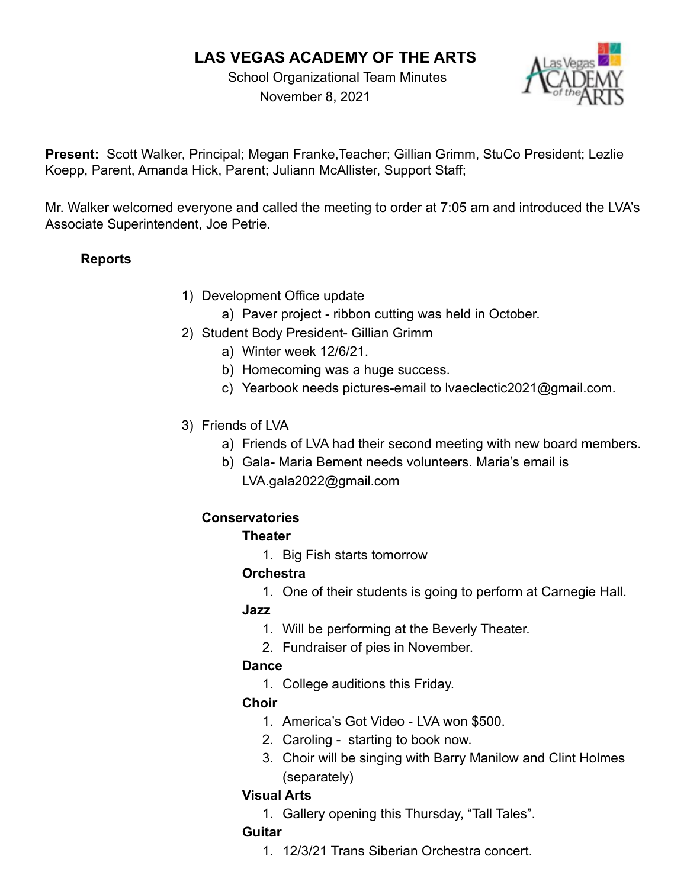# LAS VEGAS ACADEMY OF THE ARTS

School Organizational Team Minutes

November 8, 2021

**Present:** Scott Walker, Principal; Megan Franke,Teacher; Gillian Grimm, StuCo President; Lezlie Koepp, Parent, Amanda Hick, Parent; Juliann McAllister, Support Staff;

Mr. Walker welcomed everyone and called the meeting to order at 7:05 am and introduced the LVA's Associate Superintendent, Joe Petrie.

**Reports**

1) Development Office update
   a) Paver project - ribbon cutting was held in October.
2) Student Body President- Gillian Grimm
   a) Winter week 12/6/21.
   b) Homecoming was a huge success.
   c) Yearbook needs pictures-email to lvaeclectic2021@gmail.com.
3) Friends of LVA
   a) Friends of LVA had their second meeting with new board members.
   b) Gala- Maria Bement needs volunteers. Maria's email is LVA.gala2022@gmail.com

**Conservatories**

**Theater**

1. Big Fish starts tomorrow

**Orchestra**

1. One of their students is going to perform at Carnegie Hall.

**Jazz**

1. Will be performing at the Beverly Theater.
2. Fundraiser of pies in November.

**Dance**

1. College auditions this Friday.

**Choir**

1. America's Got Video - LVA won $500.
2. Caroling - starting to book now.
3. Choir will be singing with Barry Manilow and Clint Holmes (separately)

**Visual Arts**

1. Gallery opening this Thursday, "Tall Tales".

**Guitar**

1. 12/3/21 Trans Siberian Orchestra concert.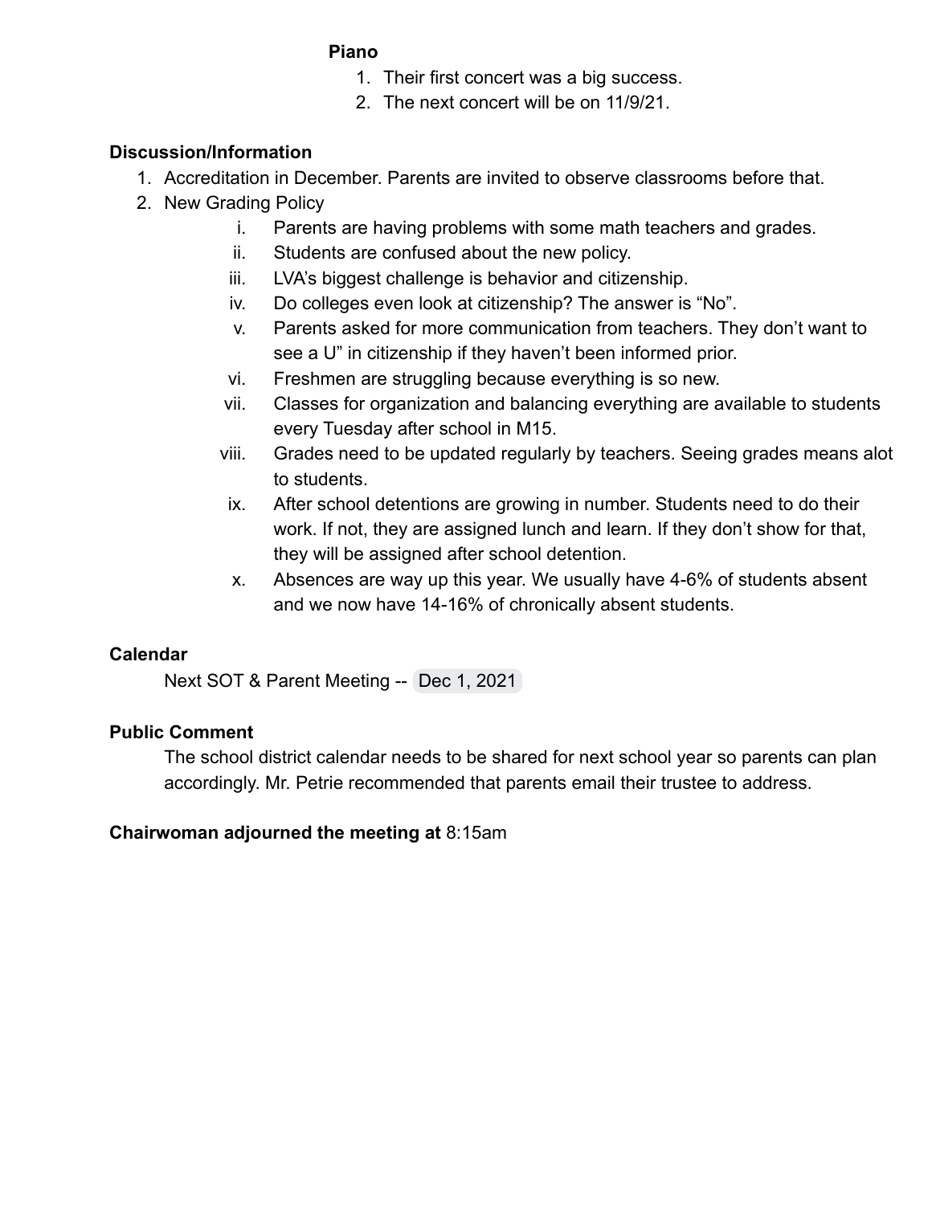**Piano**

1. Their first concert was a big success.
2. The next concert will be on 11/9/21.

**Discussion/Information**

1. Accreditation in December. Parents are invited to observe classrooms before that.
2. New Grading Policy
   i. Parents are having problems with some math teachers and grades.
   ii. Students are confused about the new policy.
   iii. LVA's biggest challenge is behavior and citizenship.
   iv. Do colleges even look at citizenship? The answer is "No".
   v. Parents asked for more communication from teachers. They don't want to see a U" in citizenship if they haven't been informed prior.
   vi. Freshmen are struggling because everything is so new.
   vii. Classes for organization and balancing everything are available to students every Tuesday after school in M15.
   viii. Grades need to be updated regularly by teachers. Seeing grades means alot to students.
   ix. After school detentions are growing in number. Students need to do their work. If not, they are assigned lunch and learn. If they don't show for that, they will be assigned after school detention.
   x. Absences are way up this year. We usually have 4-6% of students absent and we now have 14-16% of chronically absent students.

**Calendar**

Next SOT & Parent Meeting -- Dec 1, 2021

**Public Comment**

The school district calendar needs to be shared for next school year so parents can plan accordingly. Mr. Petrie recommended that parents email their trustee to address.

**Chairwoman adjourned the meeting at** 8:15am